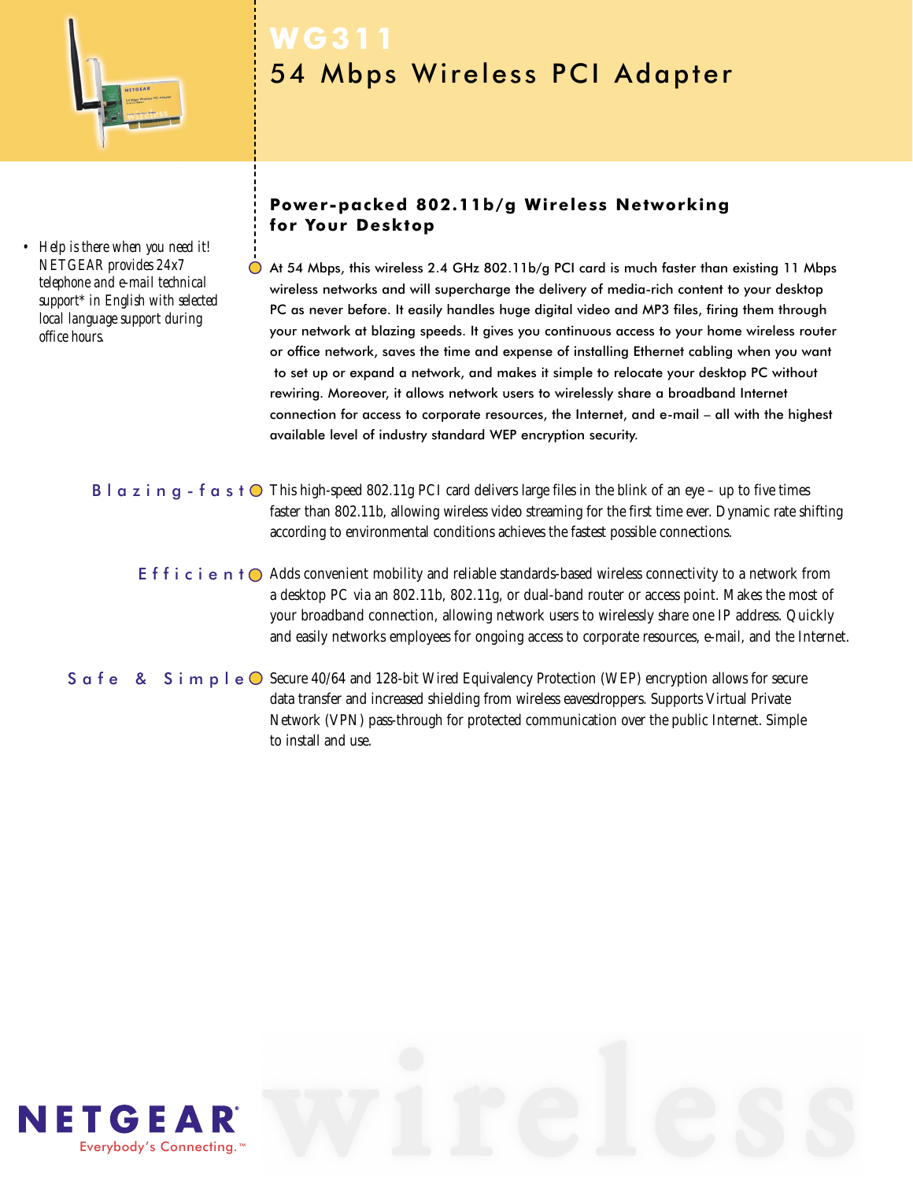# WG311

## 54 Mbps Wireless PCI Adapter

- *Help is there when you need it! NETGEAR provides 24x7 telephone and e-mail technical support* in English with selected local language support during office hours.*

### Power-packed 802.11b/g Wireless Networking for Your Desktop

At 54 Mbps, this wireless 2.4 GHz 802.11b/g PCI card is much faster than existing 11 Mbps wireless networks and will supercharge the delivery of media-rich content to your desktop PC as never before. It easily handles huge digital video and MP3 files, firing them through your network at blazing speeds. It gives you continuous access to your home wireless router or office network, saves the time and expense of installing Ethernet cabling when you want to set up or expand a network, and makes it simple to relocate your desktop PC without rewiring. Moreover, it allows network users to wirelessly share a broadband Internet connection for access to corporate resources, the Internet, and e-mail – all with the highest available level of industry standard WEP encryption security.

**Blazing-fast** This high-speed 802.11g PCI card delivers large files in the blink of an eye – up to five times faster than 802.11b, allowing wireless video streaming for the first time ever. Dynamic rate shifting according to environmental conditions achieves the fastest possible connections.

**Efficient** Adds convenient mobility and reliable standards-based wireless connectivity to a network from a desktop PC via an 802.11b, 802.11g, or dual-band router or access point. Makes the most of your broadband connection, allowing network users to wirelessly share one IP address. Quickly and easily networks employees for ongoing access to corporate resources, e-mail, and the Internet.

**Safe & Simple** Secure 40/64 and 128-bit Wired Equivalency Protection (WEP) encryption allows for secure data transfer and increased shielding from wireless eavesdroppers. Supports Virtual Private Network (VPN) pass-through for protected communication over the public Internet. Simple to install and use.

NETGEAR

Everybody's Connecting.™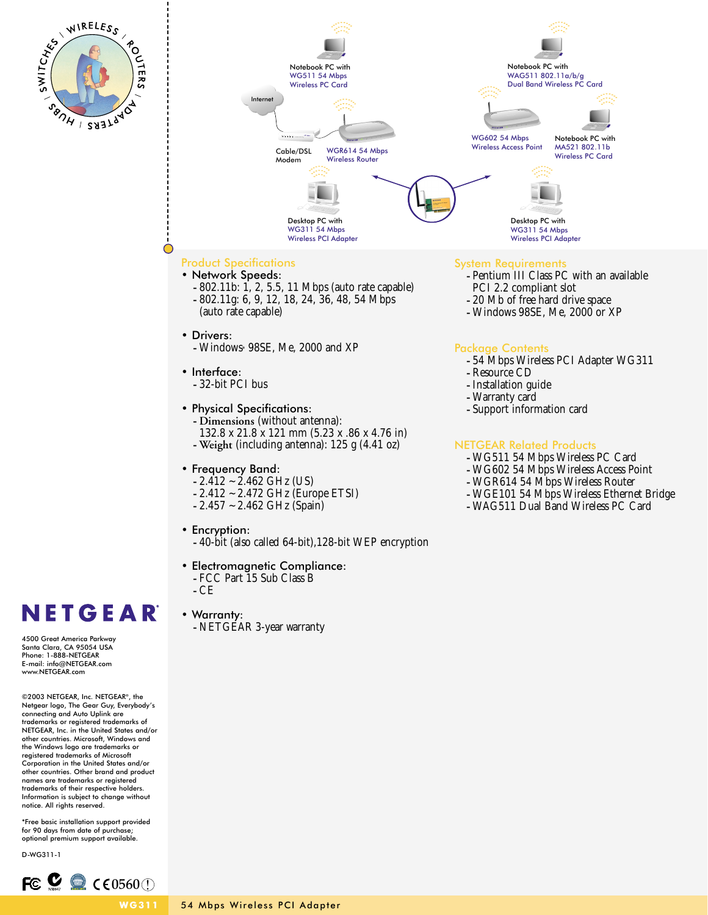Notebook PC with WG511 54 Mbps Wireless PC Card

Internet

Cable/DSL Modem

WGR614 54 Mbps Wireless Router

Desktop PC with WG311 54 Mbps Wireless PCI Adapter

Notebook PC with WAG511 802.11a/b/g Dual Band Wireless PC Card

WG602 54 Mbps Wireless Access Point

Notebook PC with MA521 802.11b Wireless PC Card

Desktop PC with WG311 54 Mbps Wireless PCI Adapter

## Product Specifications

- Network Speeds:
  - 802.11b: 1, 2, 5.5, 11 Mbps (auto rate capable)
  - 802.11g: 6, 9, 12, 18, 24, 36, 48, 54 Mbps (auto rate capable)
- Drivers:
  - Windows® 98SE, Me, 2000 and XP
- Interface:
  - 32-bit PCI bus
- Physical Specifications:
  - Dimensions (without antenna): 132.8 x 21.8 x 121 mm (5.23 x .86 x 4.76 in)
  - Weight (including antenna): 125 g (4.41 oz)
- Frequency Band:
  - 2.412 ~ 2.462 GHz (US)
  - 2.412 ~ 2.472 GHz (Europe ETSI)
  - 2.457 ~ 2.462 GHz (Spain)
- Encryption:
  - 40-bit (also called 64-bit),128-bit WEP encryption
- Electromagnetic Compliance:
  - FCC Part 15 Sub Class B
  - CE
- Warranty:
  - NETGEAR 3-year warranty

## System Requirements

- Pentium III Class PC with an available PCI 2.2 compliant slot
- 20 Mb of free hard drive space
- Windows 98SE, Me, 2000 or XP

## Package Contents

- 54 Mbps Wireless PCI Adapter WG311
- Resource CD
- Installation guide
- Warranty card
- Support information card

## NETGEAR Related Products

- WG511 54 Mbps Wireless PC Card
- WG602 54 Mbps Wireless Access Point
- WGR614 54 Mbps Wireless Router
- WGE101 54 Mbps Wireless Ethernet Bridge
- WAG511 Dual Band Wireless PC Card

**NETGEAR**®

4500 Great America Parkway
Santa Clara, CA 95054 USA
Phone: 1-888-NETGEAR
E-mail: info@NETGEAR.com
www.NETGEAR.com

©2003 NETGEAR, Inc. NETGEAR®, the Netgear logo, The Gear Guy, Everybody's connecting and Auto Uplink are trademarks or registered trademarks of NETGEAR, Inc. in the United States and/or other countries. Microsoft, Windows and the Windows logo are trademarks or registered trademarks of Microsoft Corporation in the United States and/or other countries. Other brand and product names are trademarks or registered trademarks of their respective holders. Information is subject to change without notice. All rights reserved.

*Free basic installation support provided for 90 days from date of purchase; optional premium support available.

D-WG311-1

CE0560

WG311 54 Mbps Wireless PCI Adapter